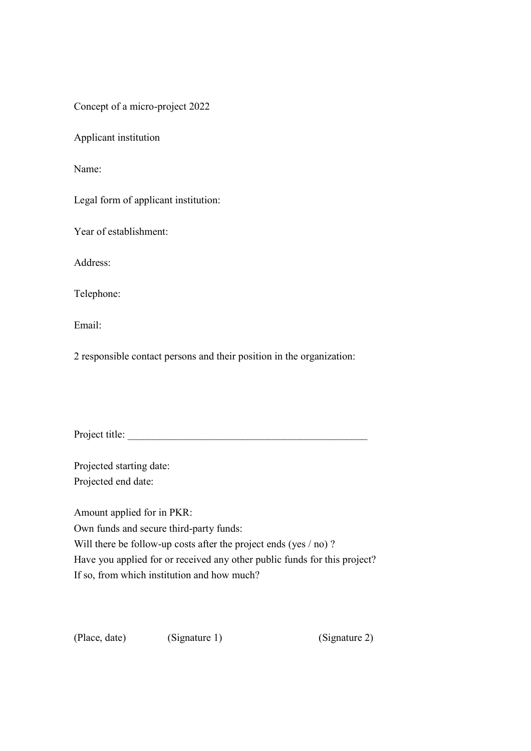Concept of a micro-project 2022

Applicant institution

Name:

Legal form of applicant institution:

Year of establishment:

Address:

Telephone:

Email:

2 responsible contact persons and their position in the organization:

Project title: ______________________________________________

Projected starting date:
Projected end date:

Amount applied for in PKR:
Own funds and secure third-party funds:
Will there be follow-up costs after the project ends (yes / no) ?
Have you applied for or received any other public funds for this project?
If so, from which institution and how much?

(Place, date)     (Signature 1)     (Signature 2)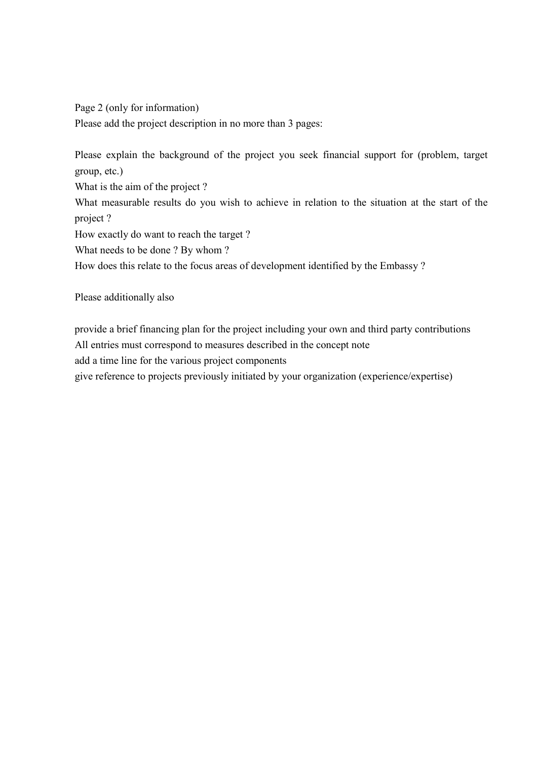Page 2 (only for information)

Please add the project description in no more than 3 pages:

Please explain the background of the project you seek financial support for (problem, target group, etc.)

What is the aim of the project ?

What measurable results do you wish to achieve in relation to the situation at the start of the project ?

How exactly do want to reach the target ?

What needs to be done ? By whom ?

How does this relate to the focus areas of development identified by the Embassy ?

Please additionally also

provide a brief financing plan for the project including your own and third party contributions

All entries must correspond to measures described in the concept note

add a time line for the various project components

give reference to projects previously initiated by your organization (experience/expertise)